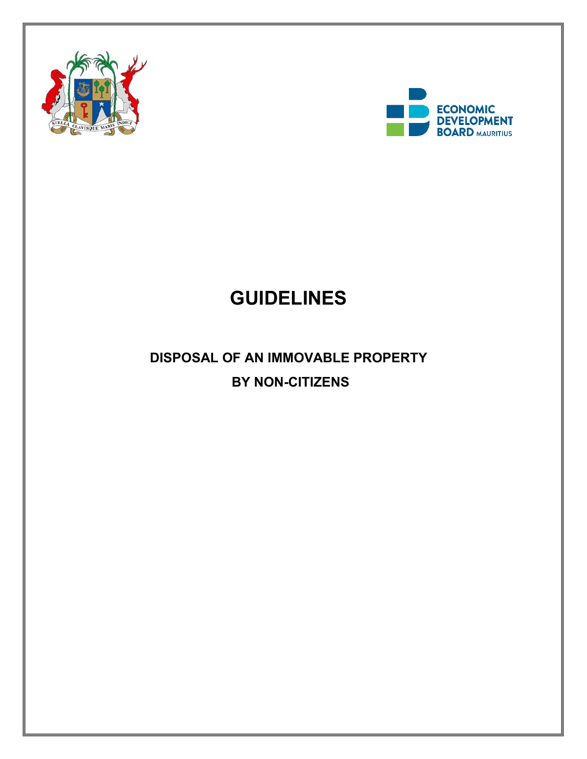# GUIDELINES

## DISPOSAL OF AN IMMOVABLE PROPERTY BY NON-CITIZENS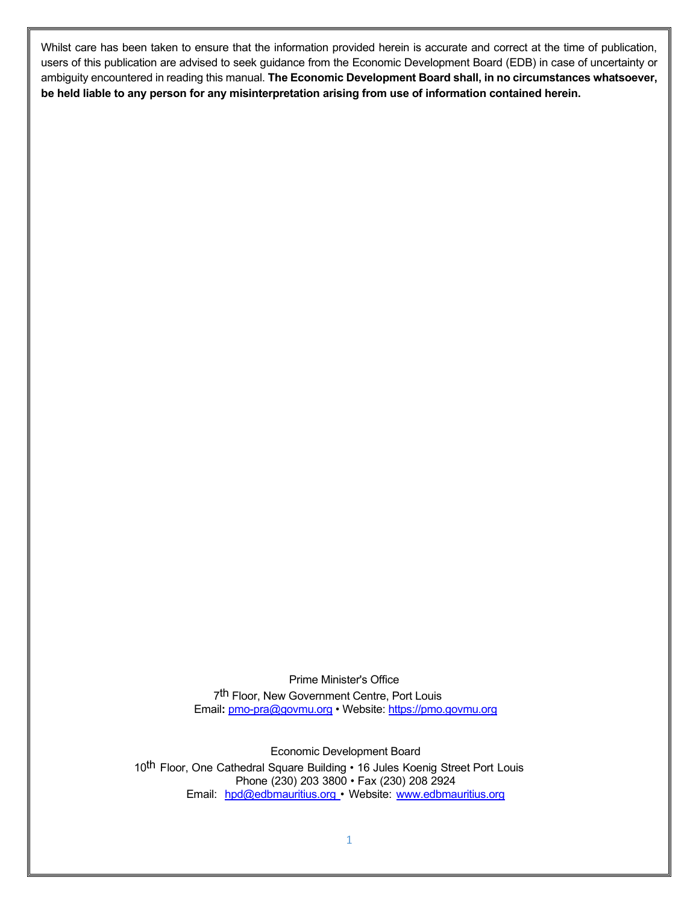Whilst care has been taken to ensure that the information provided herein is accurate and correct at the time of publication, users of this publication are advised to seek guidance from the Economic Development Board (EDB) in case of uncertainty or ambiguity encountered in reading this manual. **The Economic Development Board shall, in no circumstances whatsoever, be held liable to any person for any misinterpretation arising from use of information contained herein.**

Prime Minister's Office
7th Floor, New Government Centre, Port Louis
Email**:** pmo-pra@govmu.org • Website: https://pmo.govmu.org

Economic Development Board
10th Floor, One Cathedral Square Building • 16 Jules Koenig Street Port Louis
Phone (230) 203 3800 • Fax (230) 208 2924
Email: hpd@edbmauritius.org • Website: www.edbmauritius.org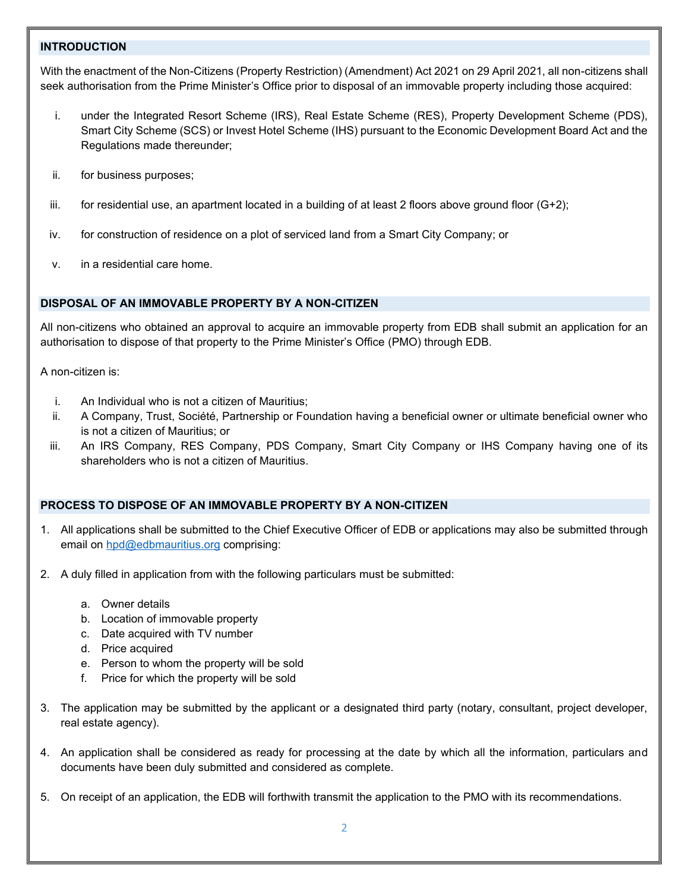## INTRODUCTION

With the enactment of the Non-Citizens (Property Restriction) (Amendment) Act 2021 on 29 April 2021, all non-citizens shall seek authorisation from the Prime Minister's Office prior to disposal of an immovable property including those acquired:

i. under the Integrated Resort Scheme (IRS), Real Estate Scheme (RES), Property Development Scheme (PDS), Smart City Scheme (SCS) or Invest Hotel Scheme (IHS) pursuant to the Economic Development Board Act and the Regulations made thereunder;

ii. for business purposes;

iii. for residential use, an apartment located in a building of at least 2 floors above ground floor (G+2);

iv. for construction of residence on a plot of serviced land from a Smart City Company; or

v. in a residential care home.

## DISPOSAL OF AN IMMOVABLE PROPERTY BY A NON-CITIZEN

All non-citizens who obtained an approval to acquire an immovable property from EDB shall submit an application for an authorisation to dispose of that property to the Prime Minister's Office (PMO) through EDB.

A non-citizen is:

i. An Individual who is not a citizen of Mauritius;
ii. A Company, Trust, Société, Partnership or Foundation having a beneficial owner or ultimate beneficial owner who is not a citizen of Mauritius; or
iii. An IRS Company, RES Company, PDS Company, Smart City Company or IHS Company having one of its shareholders who is not a citizen of Mauritius.

## PROCESS TO DISPOSE OF AN IMMOVABLE PROPERTY BY A NON-CITIZEN

1. All applications shall be submitted to the Chief Executive Officer of EDB or applications may also be submitted through email on hpd@edbmauritius.org comprising:

2. A duly filled in application from with the following particulars must be submitted:

    a. Owner details
    b. Location of immovable property
    c. Date acquired with TV number
    d. Price acquired
    e. Person to whom the property will be sold
    f. Price for which the property will be sold

3. The application may be submitted by the applicant or a designated third party (notary, consultant, project developer, real estate agency).

4. An application shall be considered as ready for processing at the date by which all the information, particulars and documents have been duly submitted and considered as complete.

5. On receipt of an application, the EDB will forthwith transmit the application to the PMO with its recommendations.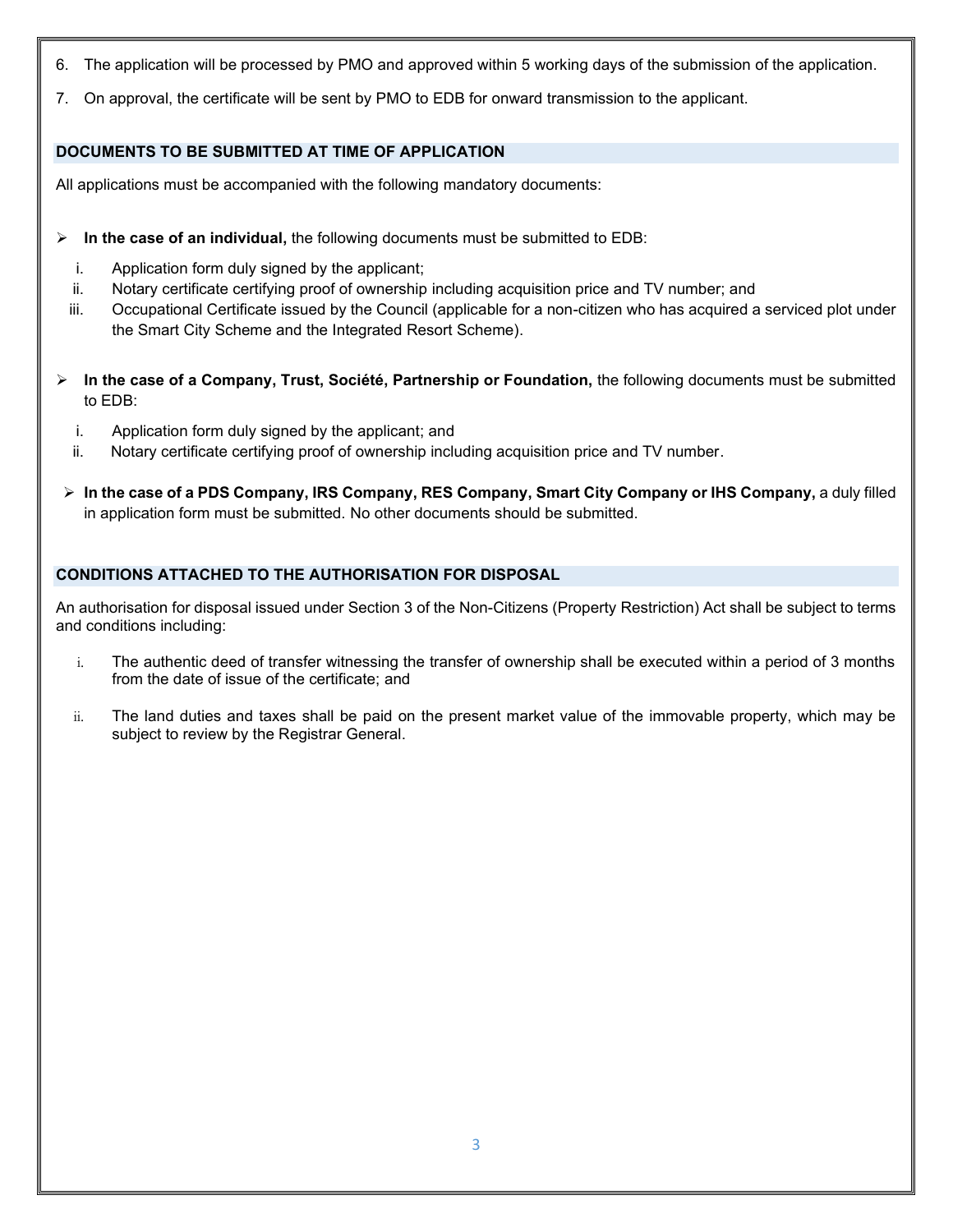6. The application will be processed by PMO and approved within 5 working days of the submission of the application.
7. On approval, the certificate will be sent by PMO to EDB for onward transmission to the applicant.

## DOCUMENTS TO BE SUBMITTED AT TIME OF APPLICATION

All applications must be accompanied with the following mandatory documents:

- **In the case of an individual,** the following documents must be submitted to EDB:
  - i. Application form duly signed by the applicant;
  - ii. Notary certificate certifying proof of ownership including acquisition price and TV number; and
  - iii. Occupational Certificate issued by the Council (applicable for a non-citizen who has acquired a serviced plot under the Smart City Scheme and the Integrated Resort Scheme).

- **In the case of a Company, Trust, Société, Partnership or Foundation,** the following documents must be submitted to EDB:
  - i. Application form duly signed by the applicant; and
  - ii. Notary certificate certifying proof of ownership including acquisition price and TV number.

- **In the case of a PDS Company, IRS Company, RES Company, Smart City Company or IHS Company,** a duly filled in application form must be submitted. No other documents should be submitted.

## CONDITIONS ATTACHED TO THE AUTHORISATION FOR DISPOSAL

An authorisation for disposal issued under Section 3 of the Non-Citizens (Property Restriction) Act shall be subject to terms and conditions including:

- i. The authentic deed of transfer witnessing the transfer of ownership shall be executed within a period of 3 months from the date of issue of the certificate; and
- ii. The land duties and taxes shall be paid on the present market value of the immovable property, which may be subject to review by the Registrar General.